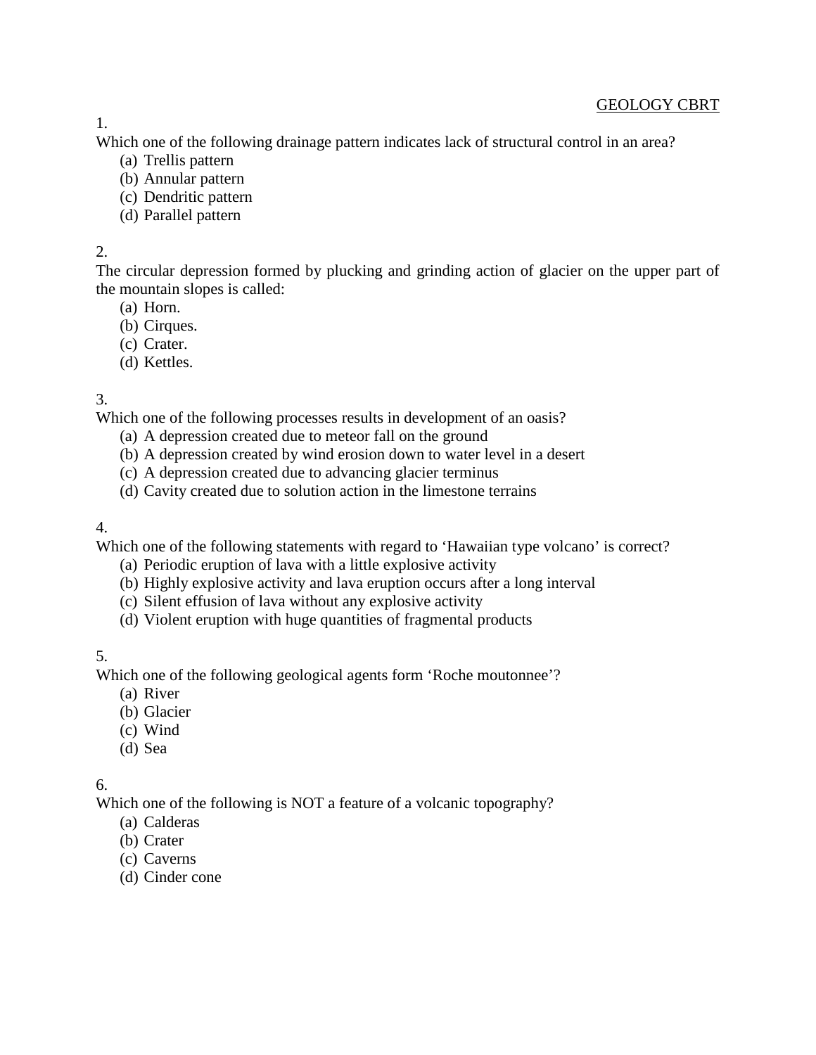GEOLOGY CBRT

1.
Which one of the following drainage pattern indicates lack of structural control in an area?

(a) Trellis pattern
(b) Annular pattern
(c) Dendritic pattern
(d) Parallel pattern

2.
The circular depression formed by plucking and grinding action of glacier on the upper part of the mountain slopes is called:

(a) Horn.
(b) Cirques.
(c) Crater.
(d) Kettles.

3.
Which one of the following processes results in development of an oasis?

(a) A depression created due to meteor fall on the ground
(b) A depression created by wind erosion down to water level in a desert
(c) A depression created due to advancing glacier terminus
(d) Cavity created due to solution action in the limestone terrains

4.
Which one of the following statements with regard to 'Hawaiian type volcano' is correct?

(a) Periodic eruption of lava with a little explosive activity
(b) Highly explosive activity and lava eruption occurs after a long interval
(c) Silent effusion of lava without any explosive activity
(d) Violent eruption with huge quantities of fragmental products

5.
Which one of the following geological agents form 'Roche moutonnee'?

(a) River
(b) Glacier
(c) Wind
(d) Sea

6.
Which one of the following is NOT a feature of a volcanic topography?

(a) Calderas
(b) Crater
(c) Caverns
(d) Cinder cone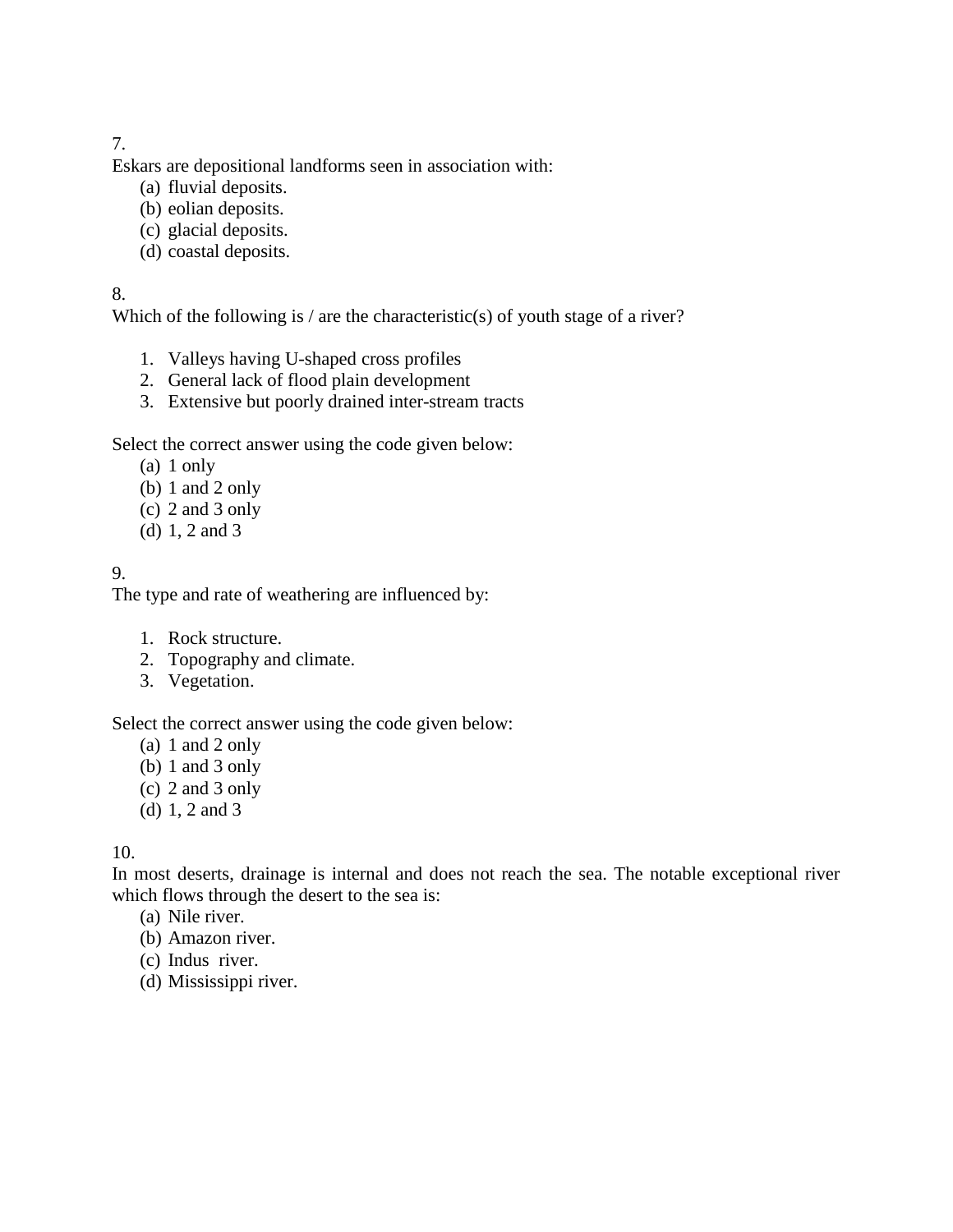7.

Eskars are depositional landforms seen in association with:

(a) fluvial deposits.
(b) eolian deposits.
(c) glacial deposits.
(d) coastal deposits.

8.

Which of the following is / are the characteristic(s) of youth stage of a river?

1. Valleys having U-shaped cross profiles
2. General lack of flood plain development
3. Extensive but poorly drained inter-stream tracts

Select the correct answer using the code given below:

(a) 1 only
(b) 1 and 2 only
(c) 2 and 3 only
(d) 1, 2 and 3

9.

The type and rate of weathering are influenced by:

1. Rock structure.
2. Topography and climate.
3. Vegetation.

Select the correct answer using the code given below:

(a) 1 and 2 only
(b) 1 and 3 only
(c) 2 and 3 only
(d) 1, 2 and 3

10.

In most deserts, drainage is internal and does not reach the sea. The notable exceptional river which flows through the desert to the sea is:

(a) Nile river.
(b) Amazon river.
(c) Indus river.
(d) Mississippi river.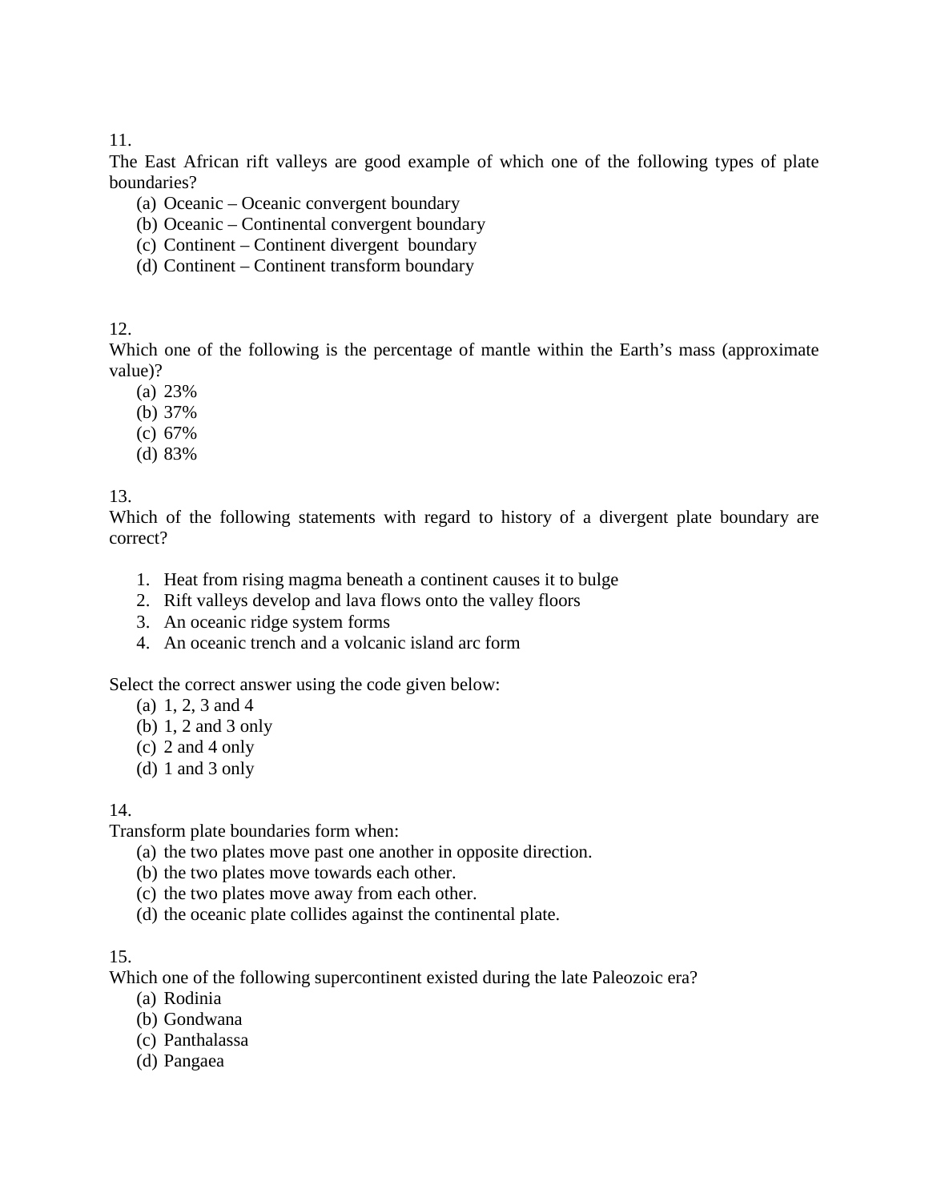11.
The East African rift valleys are good example of which one of the following types of plate boundaries?

(a) Oceanic – Oceanic convergent boundary
(b) Oceanic – Continental convergent boundary
(c) Continent – Continent divergent boundary
(d) Continent – Continent transform boundary

12.
Which one of the following is the percentage of mantle within the Earth's mass (approximate value)?

(a) 23%
(b) 37%
(c) 67%
(d) 83%

13.
Which of the following statements with regard to history of a divergent plate boundary are correct?

1. Heat from rising magma beneath a continent causes it to bulge
2. Rift valleys develop and lava flows onto the valley floors
3. An oceanic ridge system forms
4. An oceanic trench and a volcanic island arc form

Select the correct answer using the code given below:

(a) 1, 2, 3 and 4
(b) 1, 2 and 3 only
(c) 2 and 4 only
(d) 1 and 3 only

14.
Transform plate boundaries form when:

(a) the two plates move past one another in opposite direction.
(b) the two plates move towards each other.
(c) the two plates move away from each other.
(d) the oceanic plate collides against the continental plate.

15.
Which one of the following supercontinent existed during the late Paleozoic era?

(a) Rodinia
(b) Gondwana
(c) Panthalassa
(d) Pangaea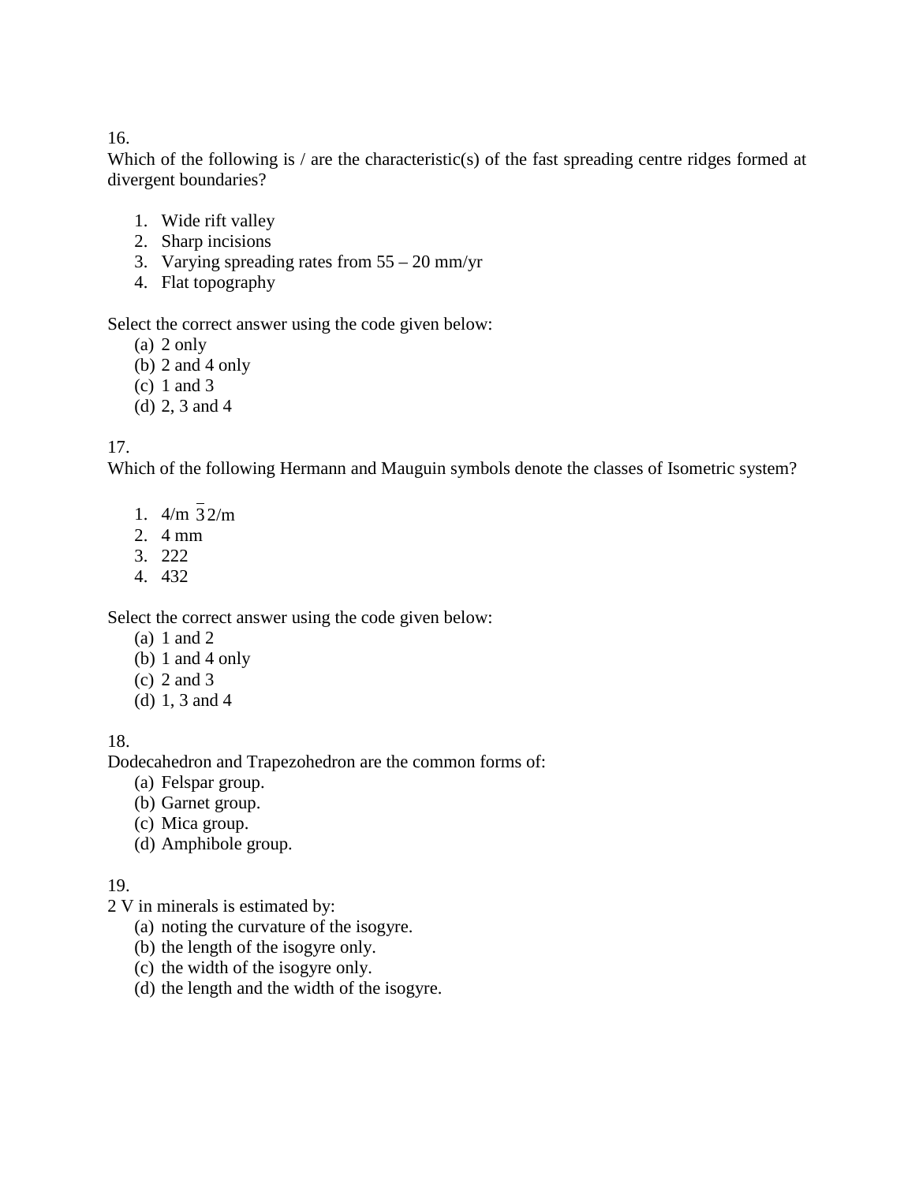16.
Which of the following is / are the characteristic(s) of the fast spreading centre ridges formed at divergent boundaries?

1. Wide rift valley
2. Sharp incisions
3. Varying spreading rates from 55 – 20 mm/yr
4. Flat topography

Select the correct answer using the code given below:

(a) 2 only
(b) 2 and 4 only
(c) 1 and 3
(d) 2, 3 and 4

17.
Which of the following Hermann and Mauguin symbols denote the classes of Isometric system?

1. $4/m\ \bar{3}\ 2/m$
2. 4 mm
3. 222
4. 432

Select the correct answer using the code given below:

(a) 1 and 2
(b) 1 and 4 only
(c) 2 and 3
(d) 1, 3 and 4

18.
Dodecahedron and Trapezohedron are the common forms of:

(a) Felspar group.
(b) Garnet group.
(c) Mica group.
(d) Amphibole group.

19.
2 V in minerals is estimated by:

(a) noting the curvature of the isogyre.
(b) the length of the isogyre only.
(c) the width of the isogyre only.
(d) the length and the width of the isogyre.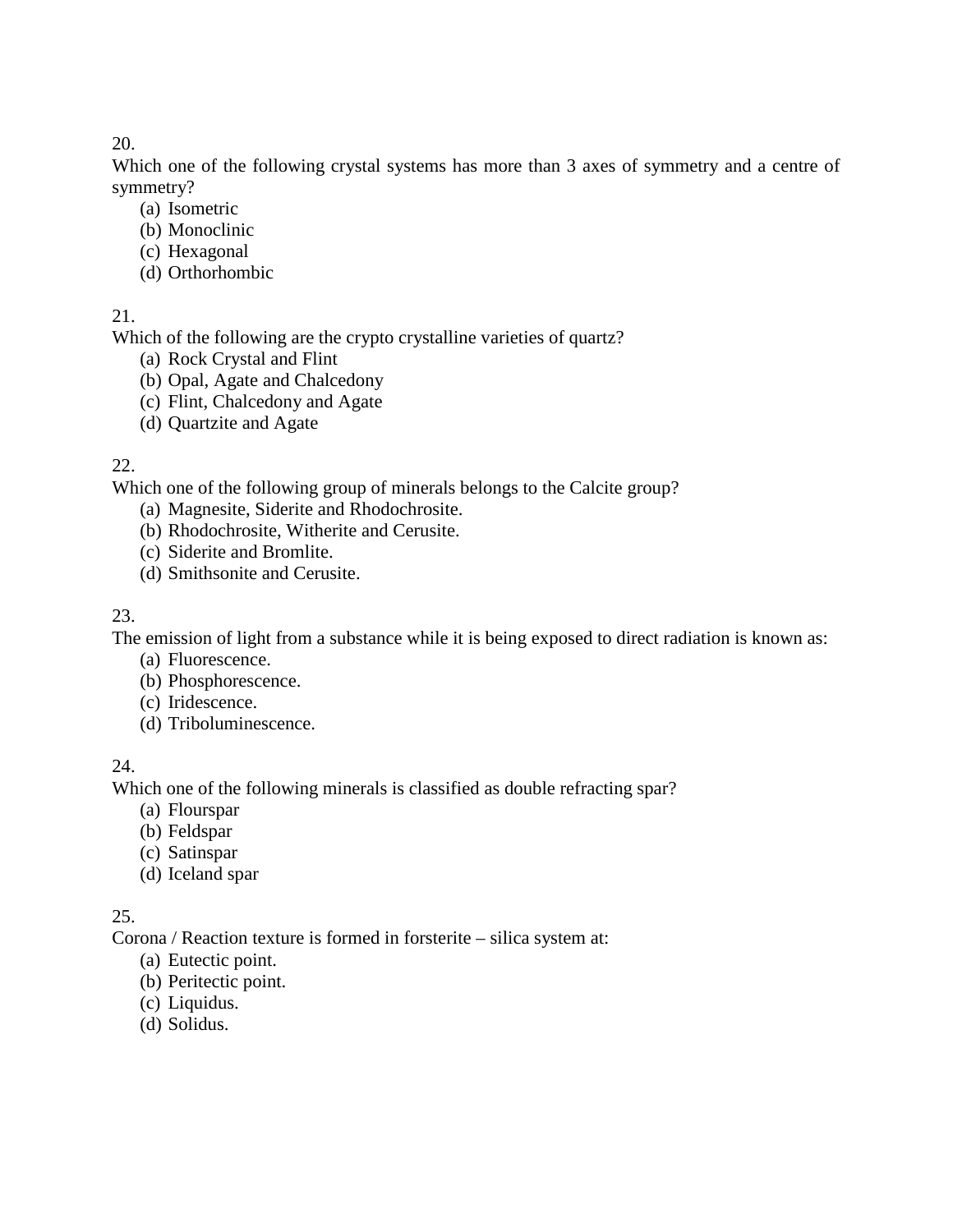20.
Which one of the following crystal systems has more than 3 axes of symmetry and a centre of symmetry?

(a) Isometric
(b) Monoclinic
(c) Hexagonal
(d) Orthorhombic

21.
Which of the following are the crypto crystalline varieties of quartz?

(a) Rock Crystal and Flint
(b) Opal, Agate and Chalcedony
(c) Flint, Chalcedony and Agate
(d) Quartzite and Agate

22.
Which one of the following group of minerals belongs to the Calcite group?

(a) Magnesite, Siderite and Rhodochrosite.
(b) Rhodochrosite, Witherite and Cerusite.
(c) Siderite and Bromlite.
(d) Smithsonite and Cerusite.

23.
The emission of light from a substance while it is being exposed to direct radiation is known as:

(a) Fluorescence.
(b) Phosphorescence.
(c) Iridescence.
(d) Triboluminescence.

24.
Which one of the following minerals is classified as double refracting spar?

(a) Flourspar
(b) Feldspar
(c) Satinspar
(d) Iceland spar

25.
Corona / Reaction texture is formed in forsterite – silica system at:

(a) Eutectic point.
(b) Peritectic point.
(c) Liquidus.
(d) Solidus.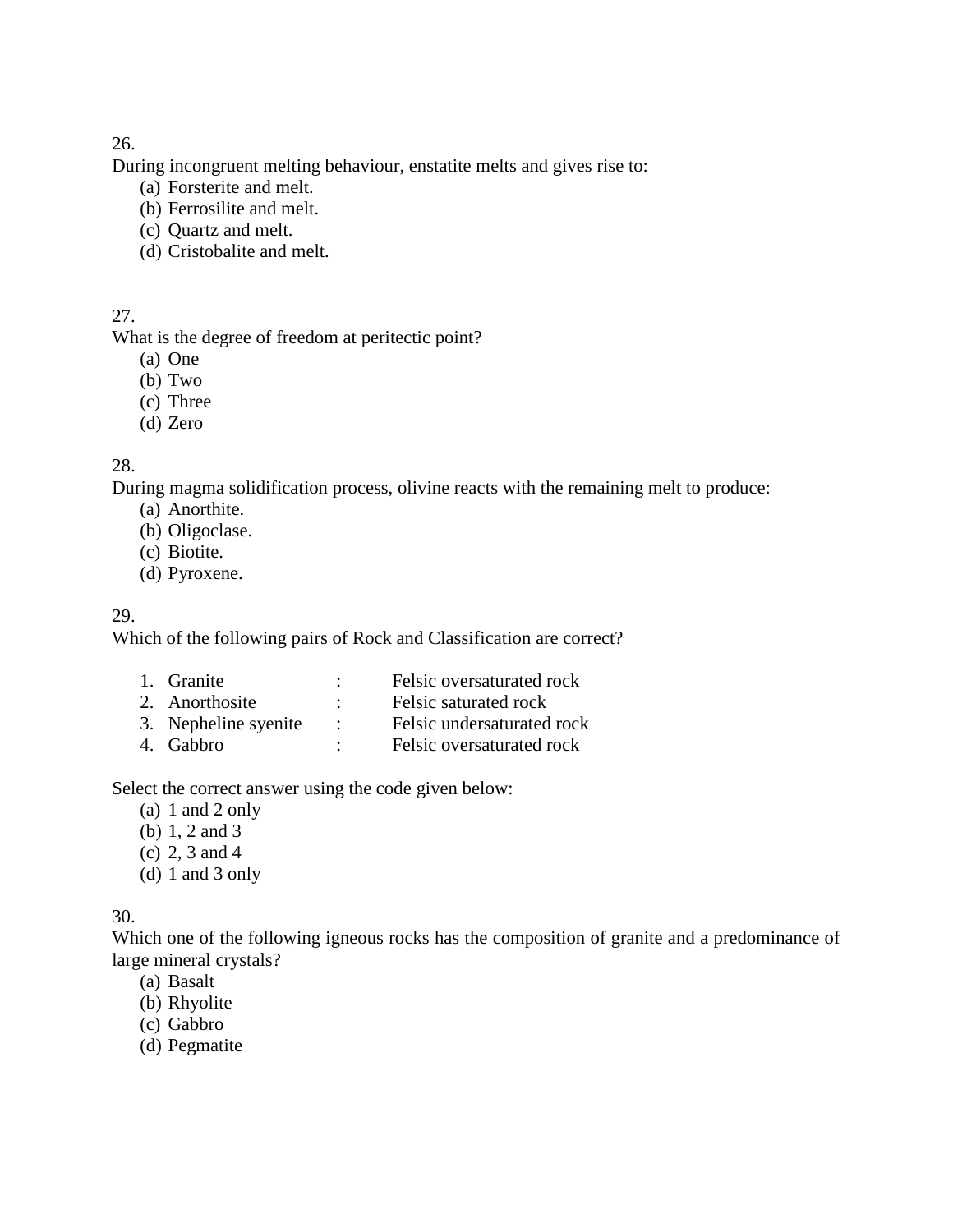26.
During incongruent melting behaviour, enstatite melts and gives rise to:

(a) Forsterite and melt.
(b) Ferrosilite and melt.
(c) Quartz and melt.
(d) Cristobalite and melt.

27.
What is the degree of freedom at peritectic point?

(a) One
(b) Two
(c) Three
(d) Zero

28.
During magma solidification process, olivine reacts with the remaining melt to produce:

(a) Anorthite.
(b) Oligoclase.
(c) Biotite.
(d) Pyroxene.

29.
Which of the following pairs of Rock and Classification are correct?

| | | | |
|---|---|---|---|
| 1. | Granite | : | Felsic oversaturated rock |
| 2. | Anorthosite | : | Felsic saturated rock |
| 3. | Nepheline syenite | : | Felsic undersaturated rock |
| 4. | Gabbro | : | Felsic oversaturated rock |

Select the correct answer using the code given below:

(a) 1 and 2 only
(b) 1, 2 and 3
(c) 2, 3 and 4
(d) 1 and 3 only

30.
Which one of the following igneous rocks has the composition of granite and a predominance of large mineral crystals?

(a) Basalt
(b) Rhyolite
(c) Gabbro
(d) Pegmatite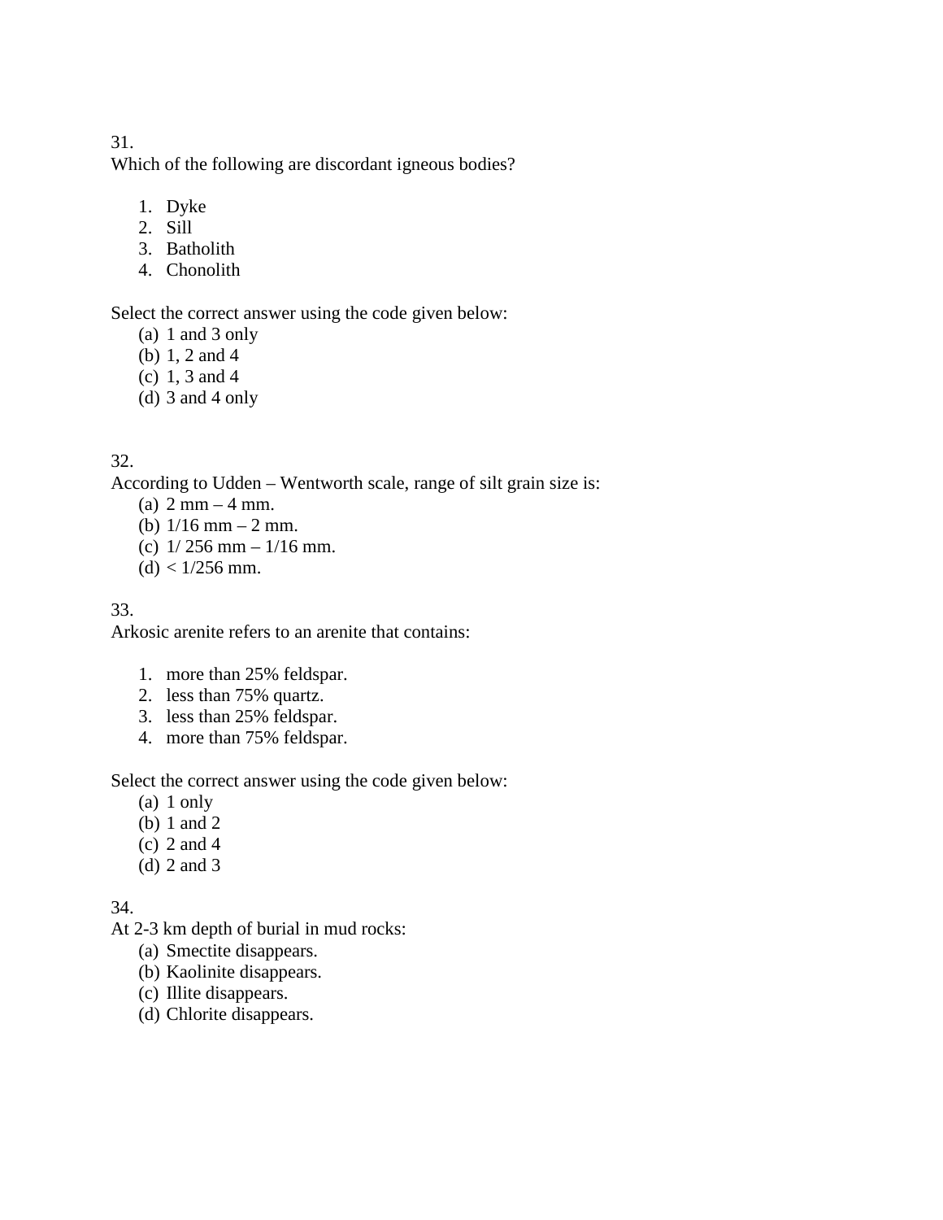31.
Which of the following are discordant igneous bodies?

1. Dyke
2. Sill
3. Batholith
4. Chonolith

Select the correct answer using the code given below:

(a) 1 and 3 only
(b) 1, 2 and 4
(c) 1, 3 and 4
(d) 3 and 4 only

32.
According to Udden – Wentworth scale, range of silt grain size is:

(a) 2 mm – 4 mm.
(b) 1/16 mm – 2 mm.
(c) 1/ 256 mm – 1/16 mm.
(d) < 1/256 mm.

33.
Arkosic arenite refers to an arenite that contains:

1. more than 25% feldspar.
2. less than 75% quartz.
3. less than 25% feldspar.
4. more than 75% feldspar.

Select the correct answer using the code given below:

(a) 1 only
(b) 1 and 2
(c) 2 and 4
(d) 2 and 3

34.
At 2-3 km depth of burial in mud rocks:

(a) Smectite disappears.
(b) Kaolinite disappears.
(c) Illite disappears.
(d) Chlorite disappears.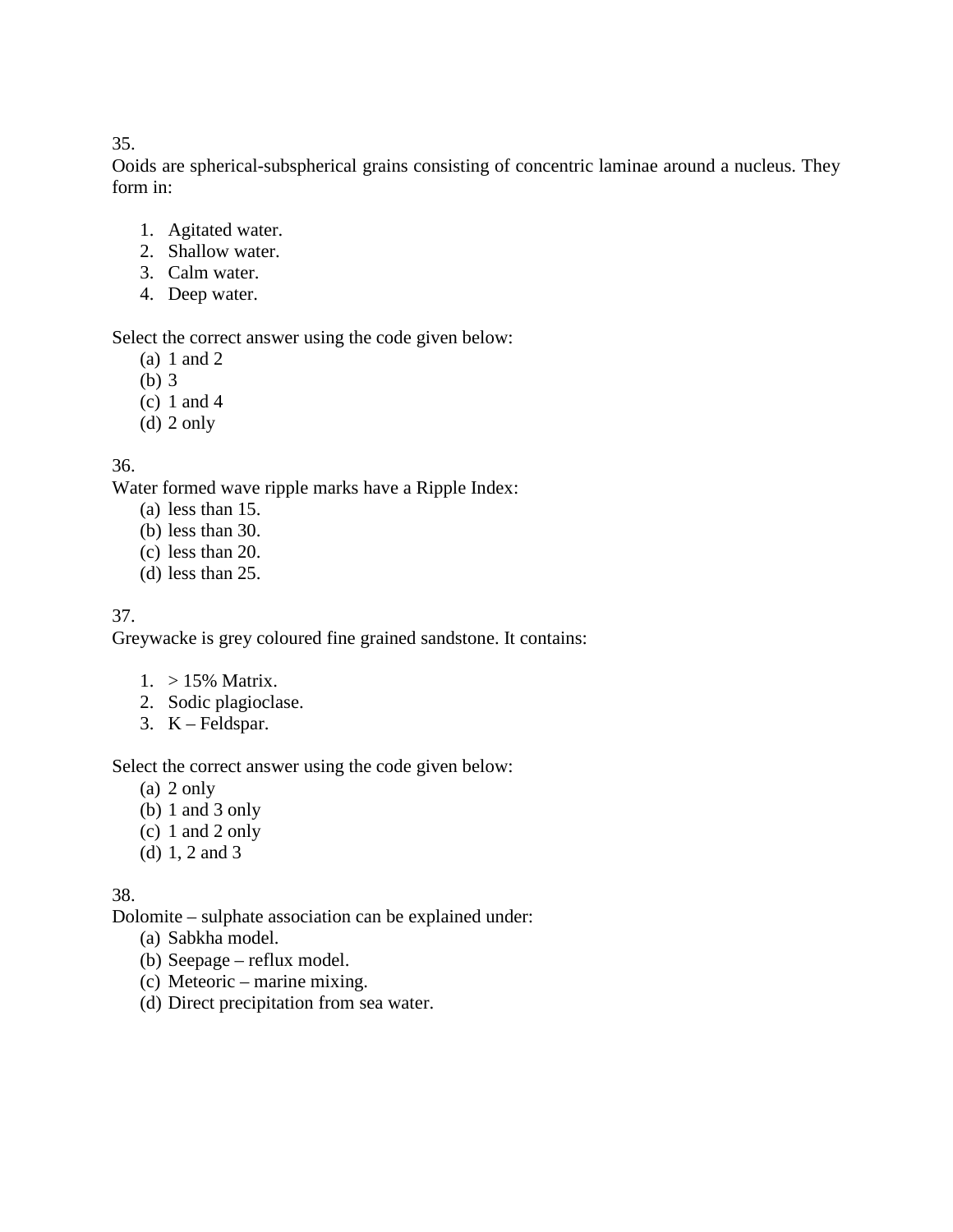35.

Ooids are spherical-subspherical grains consisting of concentric laminae around a nucleus. They form in:

1. Agitated water.
2. Shallow water.
3. Calm water.
4. Deep water.

Select the correct answer using the code given below:

(a) 1 and 2
(b) 3
(c) 1 and 4
(d) 2 only

36.

Water formed wave ripple marks have a Ripple Index:

(a) less than 15.
(b) less than 30.
(c) less than 20.
(d) less than 25.

37.

Greywacke is grey coloured fine grained sandstone. It contains:

1. > 15% Matrix.
2. Sodic plagioclase.
3. K – Feldspar.

Select the correct answer using the code given below:

(a) 2 only
(b) 1 and 3 only
(c) 1 and 2 only
(d) 1, 2 and 3

38.

Dolomite – sulphate association can be explained under:

(a) Sabkha model.
(b) Seepage – reflux model.
(c) Meteoric – marine mixing.
(d) Direct precipitation from sea water.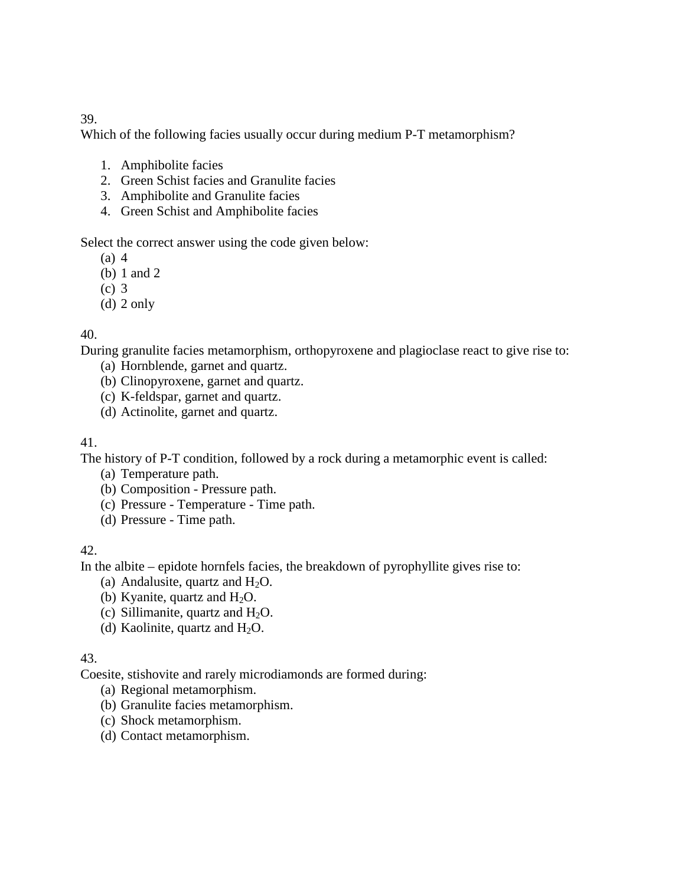39.
Which of the following facies usually occur during medium P-T metamorphism?

1. Amphibolite facies
2. Green Schist facies and Granulite facies
3. Amphibolite and Granulite facies
4. Green Schist and Amphibolite facies

Select the correct answer using the code given below:

(a) 4
(b) 1 and 2
(c) 3
(d) 2 only

40.
During granulite facies metamorphism, orthopyroxene and plagioclase react to give rise to:

(a) Hornblende, garnet and quartz.
(b) Clinopyroxene, garnet and quartz.
(c) K-feldspar, garnet and quartz.
(d) Actinolite, garnet and quartz.

41.
The history of P-T condition, followed by a rock during a metamorphic event is called:

(a) Temperature path.
(b) Composition - Pressure path.
(c) Pressure - Temperature - Time path.
(d) Pressure - Time path.

42.
In the albite – epidote hornfels facies, the breakdown of pyrophyllite gives rise to:

(a) Andalusite, quartz and $H_2O$.
(b) Kyanite, quartz and $H_2O$.
(c) Sillimanite, quartz and $H_2O$.
(d) Kaolinite, quartz and $H_2O$.

43.
Coesite, stishovite and rarely microdiamonds are formed during:

(a) Regional metamorphism.
(b) Granulite facies metamorphism.
(c) Shock metamorphism.
(d) Contact metamorphism.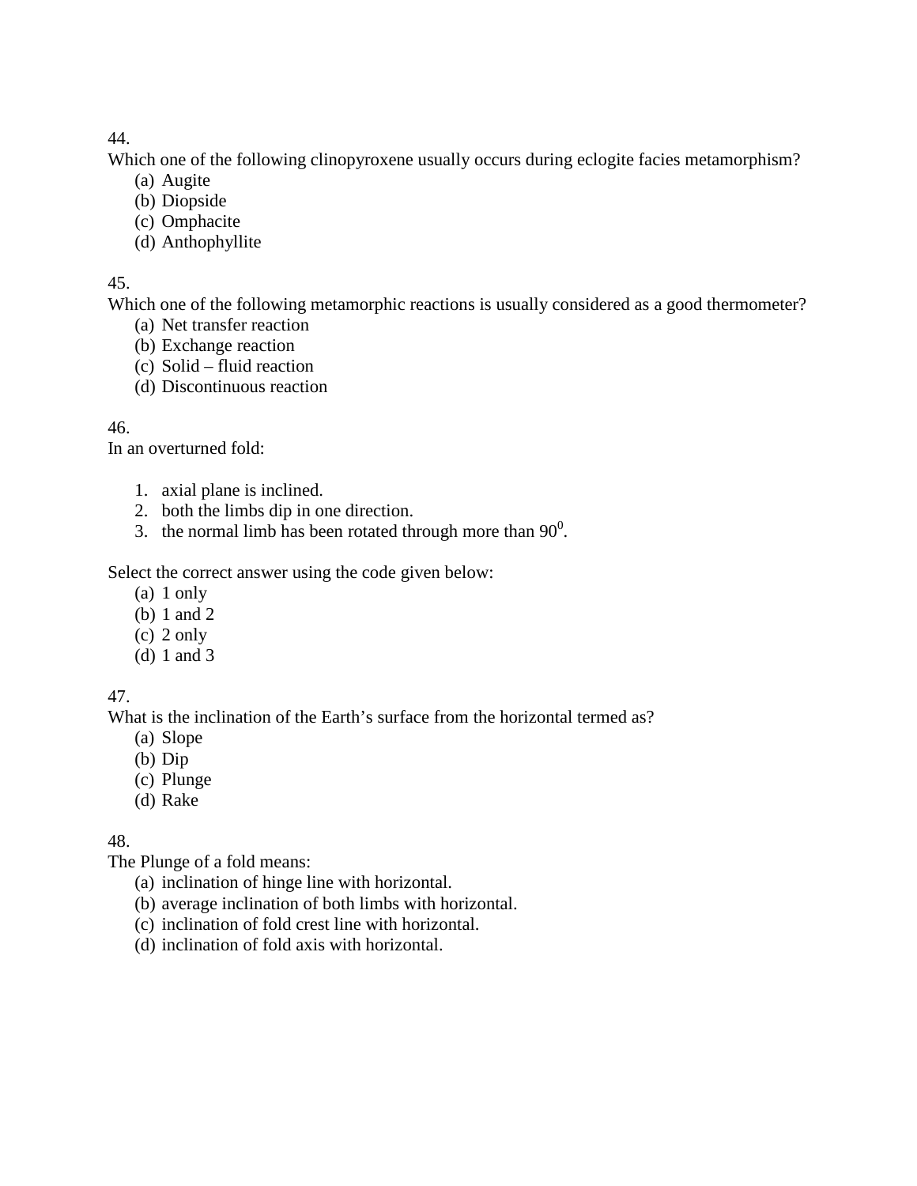44.
Which one of the following clinopyroxene usually occurs during eclogite facies metamorphism?

(a) Augite
(b) Diopside
(c) Omphacite
(d) Anthophyllite

45.
Which one of the following metamorphic reactions is usually considered as a good thermometer?

(a) Net transfer reaction
(b) Exchange reaction
(c) Solid – fluid reaction
(d) Discontinuous reaction

46.
In an overturned fold:

1. axial plane is inclined.
2. both the limbs dip in one direction.
3. the normal limb has been rotated through more than $90^0$.

Select the correct answer using the code given below:

(a) 1 only
(b) 1 and 2
(c) 2 only
(d) 1 and 3

47.
What is the inclination of the Earth's surface from the horizontal termed as?

(a) Slope
(b) Dip
(c) Plunge
(d) Rake

48.
The Plunge of a fold means:

(a) inclination of hinge line with horizontal.
(b) average inclination of both limbs with horizontal.
(c) inclination of fold crest line with horizontal.
(d) inclination of fold axis with horizontal.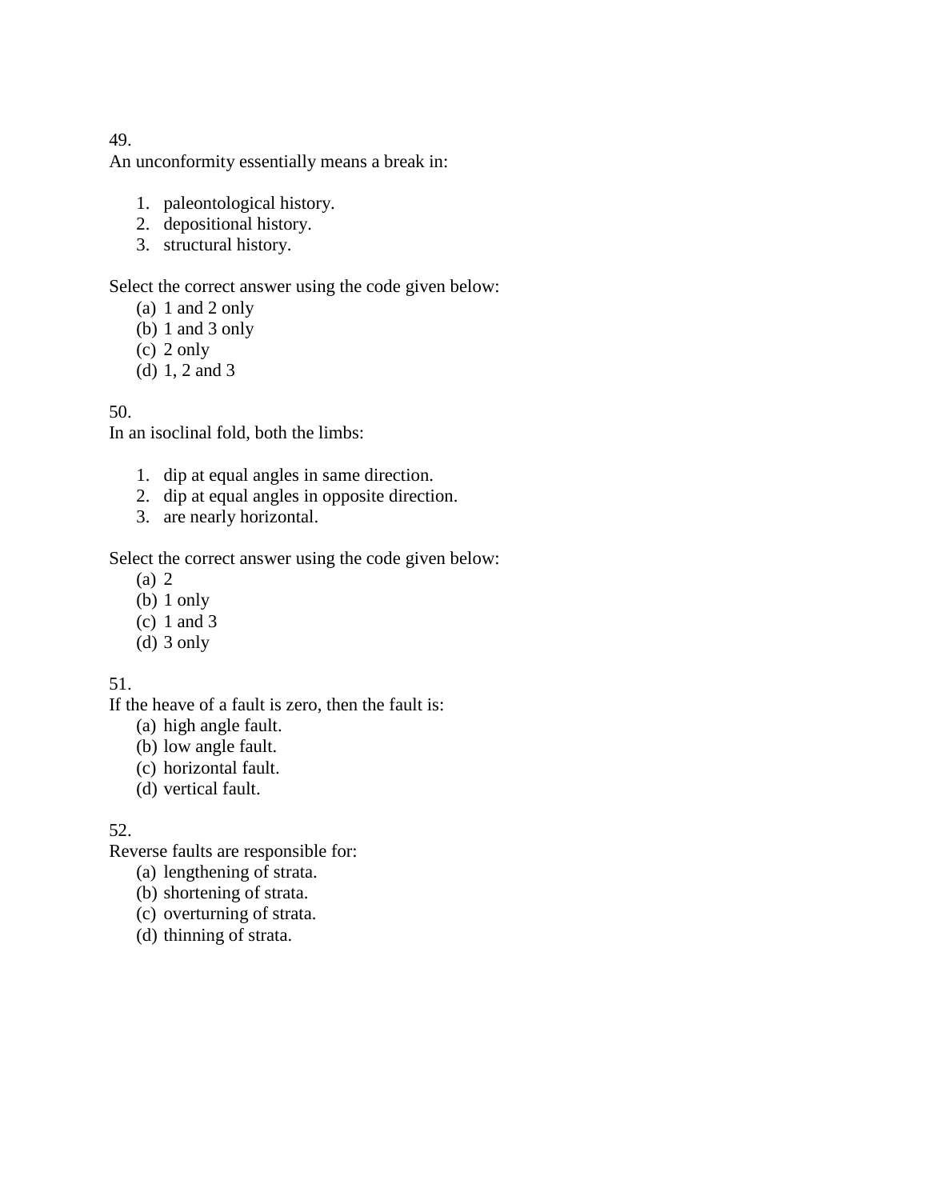49.
An unconformity essentially means a break in:

1. paleontological history.
2. depositional history.
3. structural history.

Select the correct answer using the code given below:

(a) 1 and 2 only
(b) 1 and 3 only
(c) 2 only
(d) 1, 2 and 3

50.
In an isoclinal fold, both the limbs:

1. dip at equal angles in same direction.
2. dip at equal angles in opposite direction.
3. are nearly horizontal.

Select the correct answer using the code given below:

(a) 2
(b) 1 only
(c) 1 and 3
(d) 3 only

51.
If the heave of a fault is zero, then the fault is:

(a) high angle fault.
(b) low angle fault.
(c) horizontal fault.
(d) vertical fault.

52.
Reverse faults are responsible for:

(a) lengthening of strata.
(b) shortening of strata.
(c) overturning of strata.
(d) thinning of strata.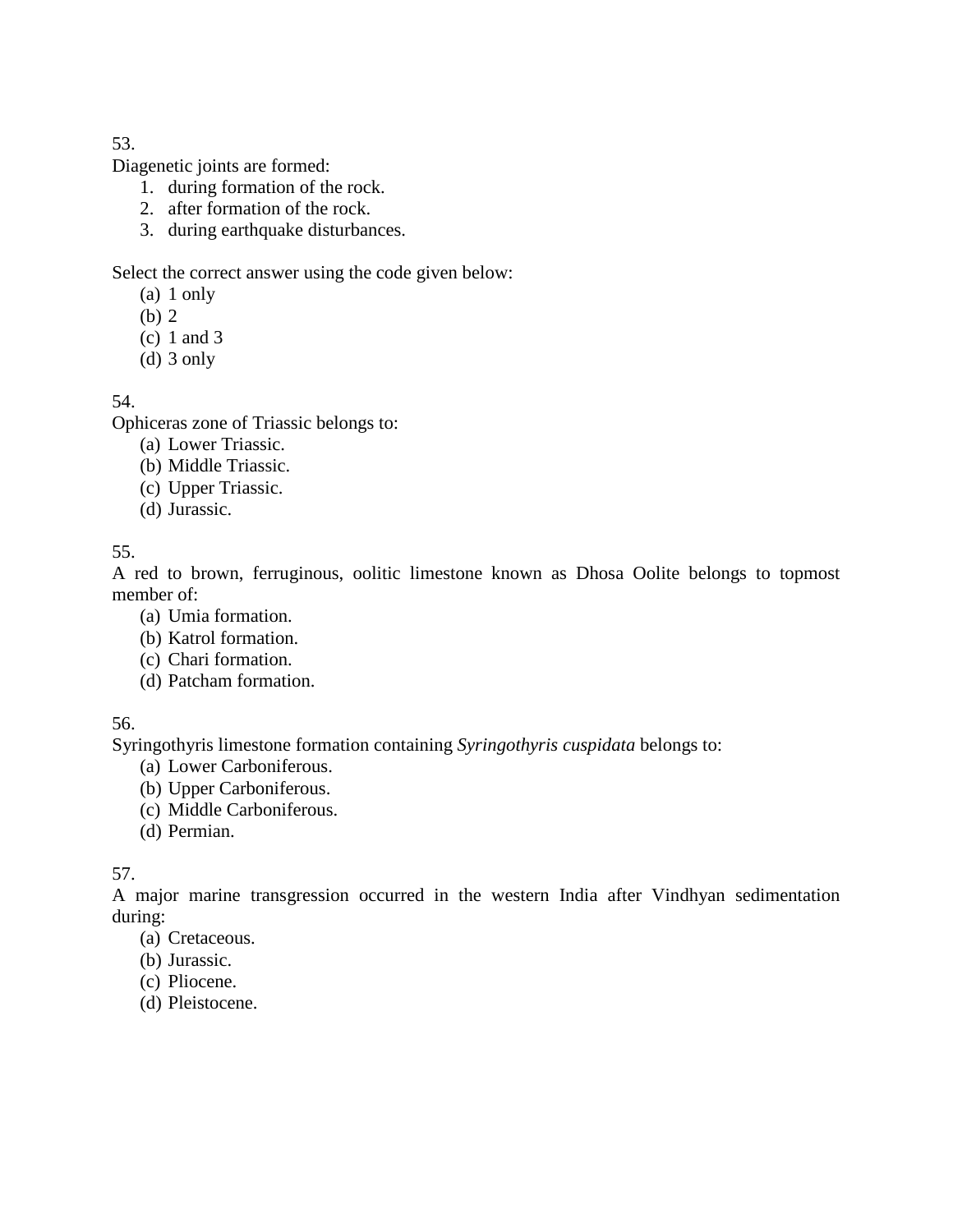53.

Diagenetic joints are formed:

1. during formation of the rock.
2. after formation of the rock.
3. during earthquake disturbances.

Select the correct answer using the code given below:

(a) 1 only
(b) 2
(c) 1 and 3
(d) 3 only

54.

Ophiceras zone of Triassic belongs to:

(a) Lower Triassic.
(b) Middle Triassic.
(c) Upper Triassic.
(d) Jurassic.

55.

A red to brown, ferruginous, oolitic limestone known as Dhosa Oolite belongs to topmost member of:

(a) Umia formation.
(b) Katrol formation.
(c) Chari formation.
(d) Patcham formation.

56.

Syringothyris limestone formation containing *Syringothyris cuspidata* belongs to:

(a) Lower Carboniferous.
(b) Upper Carboniferous.
(c) Middle Carboniferous.
(d) Permian.

57.

A major marine transgression occurred in the western India after Vindhyan sedimentation during:

(a) Cretaceous.
(b) Jurassic.
(c) Pliocene.
(d) Pleistocene.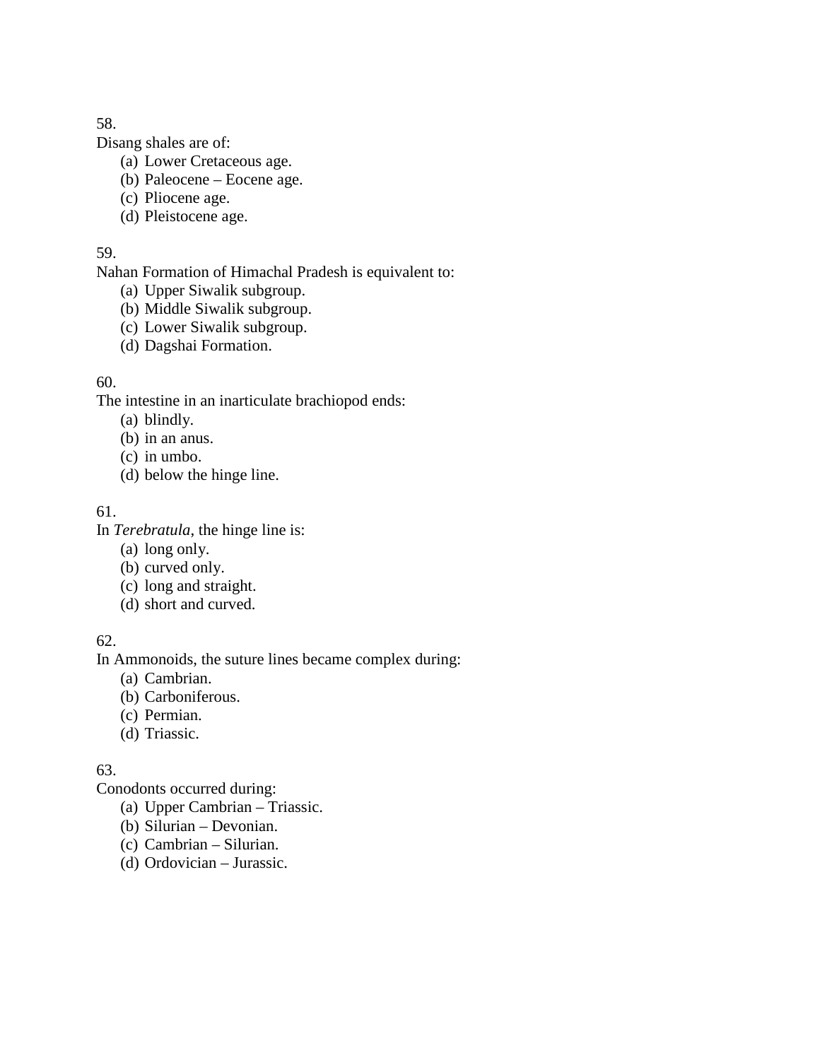58.
Disang shales are of:

(a) Lower Cretaceous age.
(b) Paleocene – Eocene age.
(c) Pliocene age.
(d) Pleistocene age.

59.
Nahan Formation of Himachal Pradesh is equivalent to:

(a) Upper Siwalik subgroup.
(b) Middle Siwalik subgroup.
(c) Lower Siwalik subgroup.
(d) Dagshai Formation.

60.
The intestine in an inarticulate brachiopod ends:

(a) blindly.
(b) in an anus.
(c) in umbo.
(d) below the hinge line.

61.
In *Terebratula*, the hinge line is:

(a) long only.
(b) curved only.
(c) long and straight.
(d) short and curved.

62.
In Ammonoids, the suture lines became complex during:

(a) Cambrian.
(b) Carboniferous.
(c) Permian.
(d) Triassic.

63.
Conodonts occurred during:

(a) Upper Cambrian – Triassic.
(b) Silurian – Devonian.
(c) Cambrian – Silurian.
(d) Ordovician – Jurassic.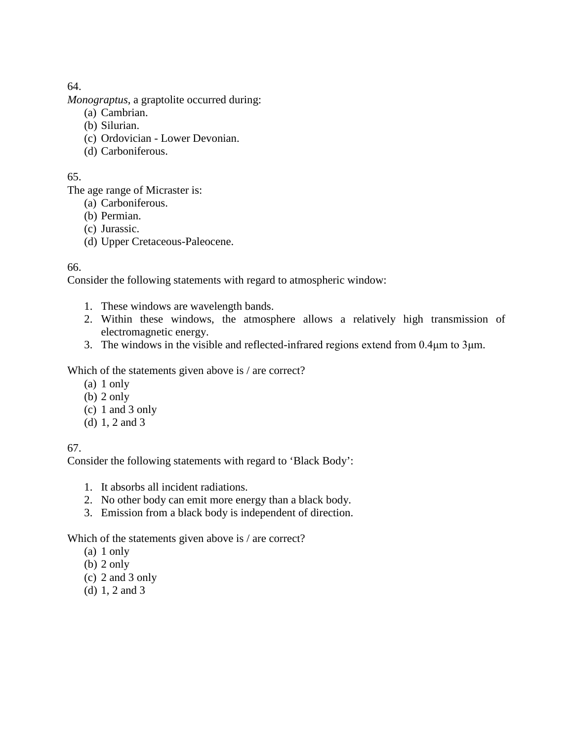64.
*Monograptus*, a graptolite occurred during:

(a) Cambrian.
(b) Silurian.
(c) Ordovician - Lower Devonian.
(d) Carboniferous.

65.
The age range of Micraster is:

(a) Carboniferous.
(b) Permian.
(c) Jurassic.
(d) Upper Cretaceous-Paleocene.

66.
Consider the following statements with regard to atmospheric window:

1. These windows are wavelength bands.
2. Within these windows, the atmosphere allows a relatively high transmission of electromagnetic energy.
3. The windows in the visible and reflected-infrared regions extend from 0.4μm to 3μm.

Which of the statements given above is / are correct?

(a) 1 only
(b) 2 only
(c) 1 and 3 only
(d) 1, 2 and 3

67.
Consider the following statements with regard to 'Black Body':

1. It absorbs all incident radiations.
2. No other body can emit more energy than a black body.
3. Emission from a black body is independent of direction.

Which of the statements given above is / are correct?

(a) 1 only
(b) 2 only
(c) 2 and 3 only
(d) 1, 2 and 3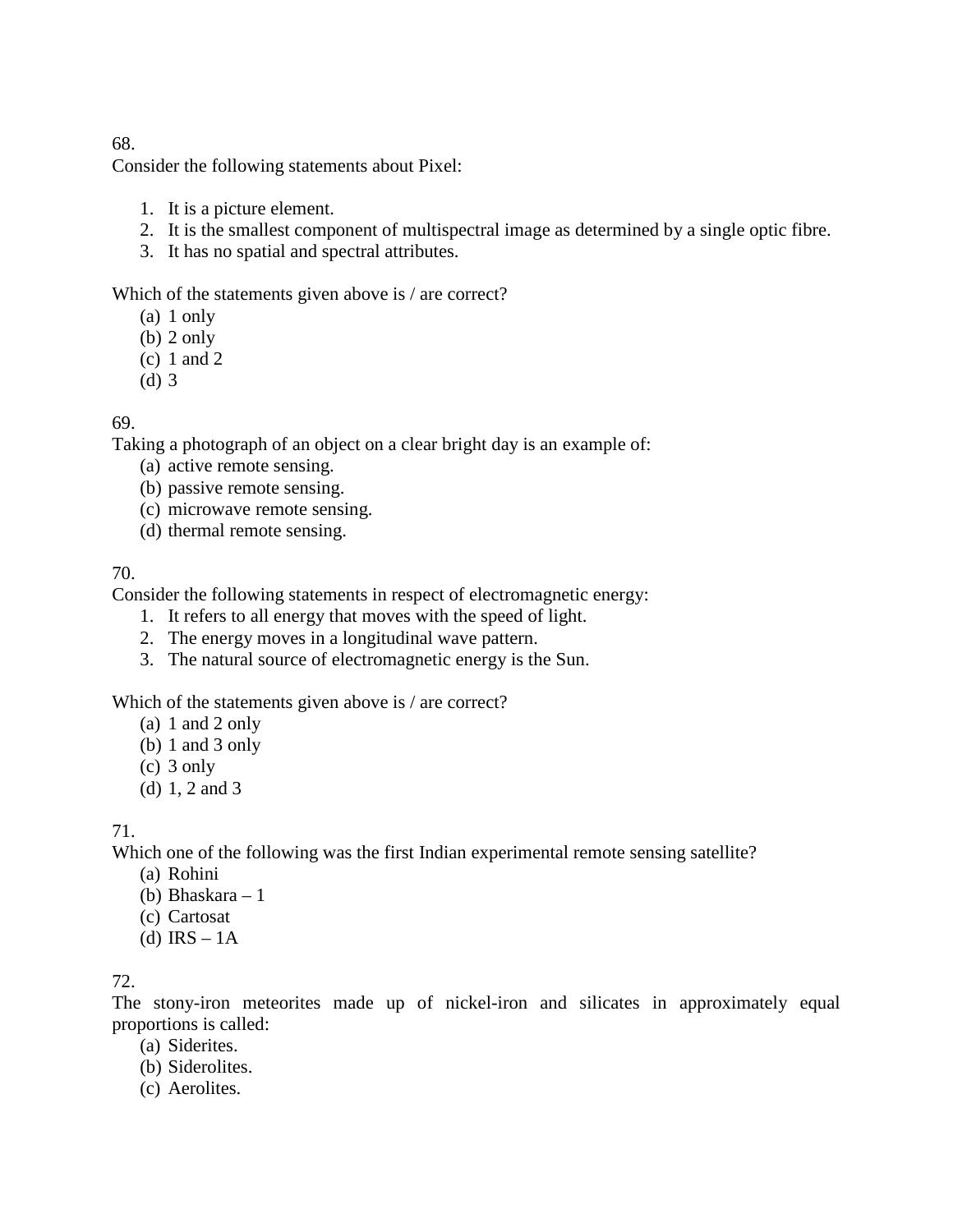68.

Consider the following statements about Pixel:

1. It is a picture element.
2. It is the smallest component of multispectral image as determined by a single optic fibre.
3. It has no spatial and spectral attributes.

Which of the statements given above is / are correct?

(a) 1 only
(b) 2 only
(c) 1 and 2
(d) 3

69.

Taking a photograph of an object on a clear bright day is an example of:

(a) active remote sensing.
(b) passive remote sensing.
(c) microwave remote sensing.
(d) thermal remote sensing.

70.

Consider the following statements in respect of electromagnetic energy:

1. It refers to all energy that moves with the speed of light.
2. The energy moves in a longitudinal wave pattern.
3. The natural source of electromagnetic energy is the Sun.

Which of the statements given above is / are correct?

(a) 1 and 2 only
(b) 1 and 3 only
(c) 3 only
(d) 1, 2 and 3

71.

Which one of the following was the first Indian experimental remote sensing satellite?

(a) Rohini
(b) Bhaskara – 1
(c) Cartosat
(d) IRS – 1A

72.

The stony-iron meteorites made up of nickel-iron and silicates in approximately equal proportions is called:

(a) Siderites.
(b) Siderolites.
(c) Aerolites.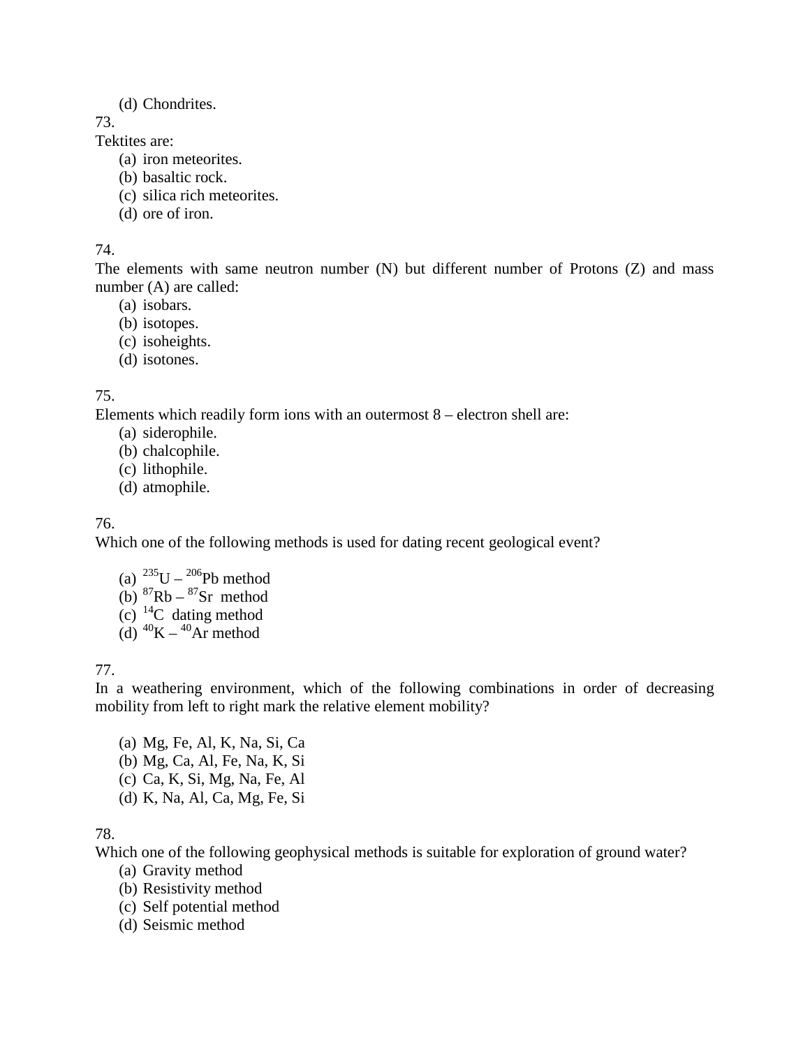(d) Chondrites.

73.

Tektites are:

(a) iron meteorites.
(b) basaltic rock.
(c) silica rich meteorites.
(d) ore of iron.

74.

The elements with same neutron number (N) but different number of Protons (Z) and mass number (A) are called:

(a) isobars.
(b) isotopes.
(c) isoheights.
(d) isotones.

75.

Elements which readily form ions with an outermost 8 – electron shell are:

(a) siderophile.
(b) chalcophile.
(c) lithophile.
(d) atmophile.

76.

Which one of the following methods is used for dating recent geological event?

(a) $^{235}U$ – $^{206}Pb$ method
(b) $^{87}Rb$ – $^{87}Sr$ method
(c) $^{14}C$ dating method
(d) $^{40}K$ – $^{40}Ar$ method

77.

In a weathering environment, which of the following combinations in order of decreasing mobility from left to right mark the relative element mobility?

(a) Mg, Fe, Al, K, Na, Si, Ca
(b) Mg, Ca, Al, Fe, Na, K, Si
(c) Ca, K, Si, Mg, Na, Fe, Al
(d) K, Na, Al, Ca, Mg, Fe, Si

78.

Which one of the following geophysical methods is suitable for exploration of ground water?

(a) Gravity method
(b) Resistivity method
(c) Self potential method
(d) Seismic method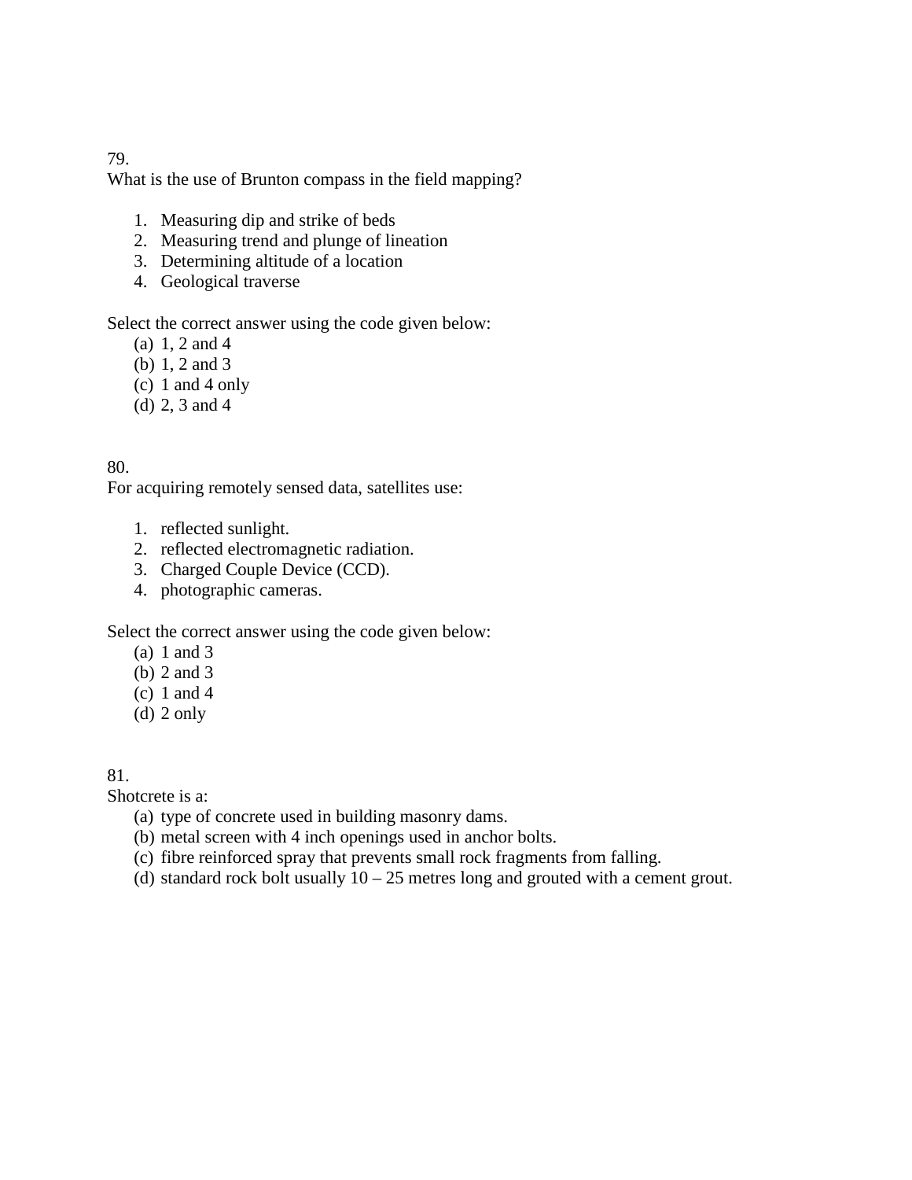79.
What is the use of Brunton compass in the field mapping?

1. Measuring dip and strike of beds
2. Measuring trend and plunge of lineation
3. Determining altitude of a location
4. Geological traverse

Select the correct answer using the code given below:

(a) 1, 2 and 4
(b) 1, 2 and 3
(c) 1 and 4 only
(d) 2, 3 and 4

80.
For acquiring remotely sensed data, satellites use:

1. reflected sunlight.
2. reflected electromagnetic radiation.
3. Charged Couple Device (CCD).
4. photographic cameras.

Select the correct answer using the code given below:

(a) 1 and 3
(b) 2 and 3
(c) 1 and 4
(d) 2 only

81.
Shotcrete is a:

(a) type of concrete used in building masonry dams.
(b) metal screen with 4 inch openings used in anchor bolts.
(c) fibre reinforced spray that prevents small rock fragments from falling.
(d) standard rock bolt usually 10 – 25 metres long and grouted with a cement grout.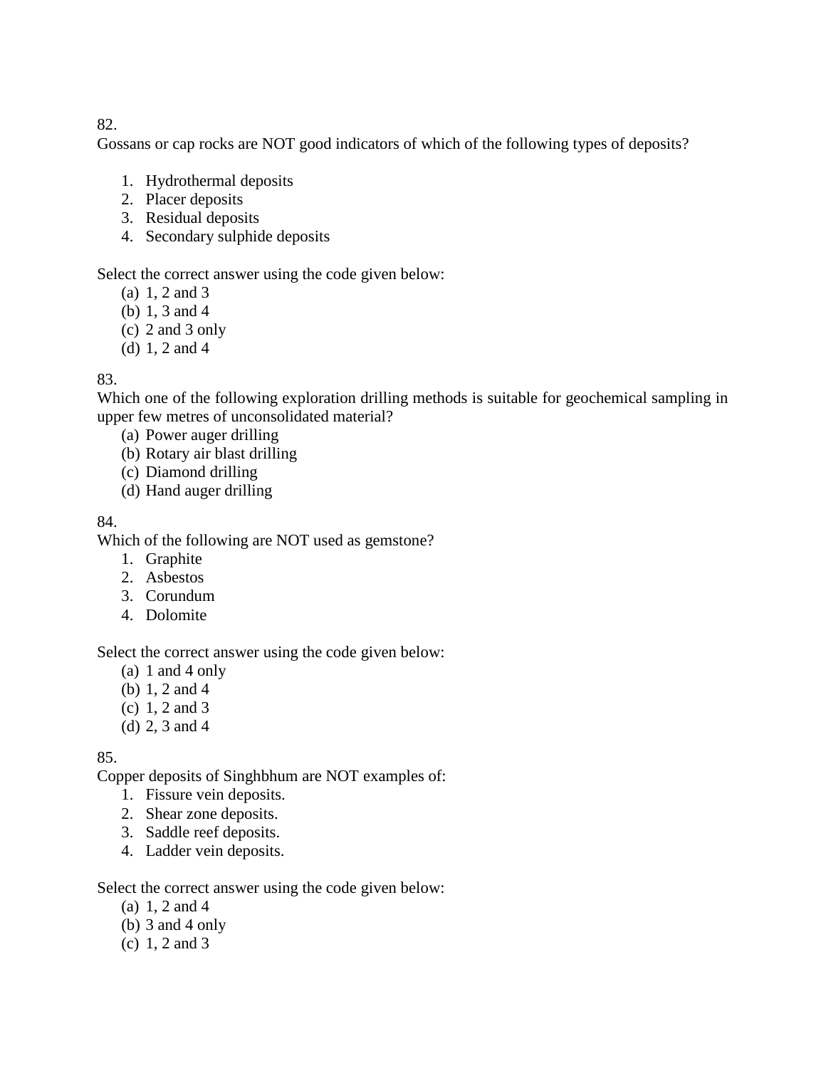82.
Gossans or cap rocks are NOT good indicators of which of the following types of deposits?

1. Hydrothermal deposits
2. Placer deposits
3. Residual deposits
4. Secondary sulphide deposits

Select the correct answer using the code given below:

(a) 1, 2 and 3
(b) 1, 3 and 4
(c) 2 and 3 only
(d) 1, 2 and 4

83.
Which one of the following exploration drilling methods is suitable for geochemical sampling in upper few metres of unconsolidated material?

(a) Power auger drilling
(b) Rotary air blast drilling
(c) Diamond drilling
(d) Hand auger drilling

84.
Which of the following are NOT used as gemstone?

1. Graphite
2. Asbestos
3. Corundum
4. Dolomite

Select the correct answer using the code given below:

(a) 1 and 4 only
(b) 1, 2 and 4
(c) 1, 2 and 3
(d) 2, 3 and 4

85.
Copper deposits of Singhbhum are NOT examples of:

1. Fissure vein deposits.
2. Shear zone deposits.
3. Saddle reef deposits.
4. Ladder vein deposits.

Select the correct answer using the code given below:

(a) 1, 2 and 4
(b) 3 and 4 only
(c) 1, 2 and 3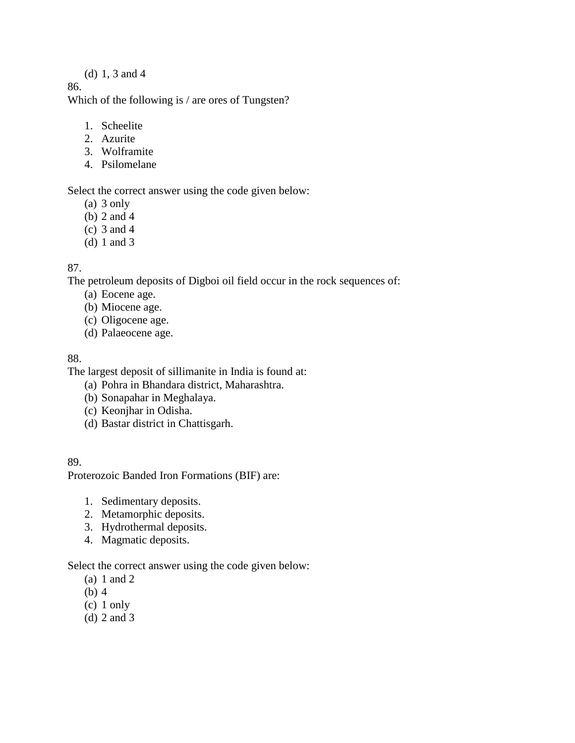(d) 1, 3 and 4

86.
Which of the following is / are ores of Tungsten?

1. Scheelite
2. Azurite
3. Wolframite
4. Psilomelane

Select the correct answer using the code given below:

(a) 3 only
(b) 2 and 4
(c) 3 and 4
(d) 1 and 3

87.
The petroleum deposits of Digboi oil field occur in the rock sequences of:

(a) Eocene age.
(b) Miocene age.
(c) Oligocene age.
(d) Palaeocene age.

88.
The largest deposit of sillimanite in India is found at:

(a) Pohra in Bhandara district, Maharashtra.
(b) Sonapahar in Meghalaya.
(c) Keonjhar in Odisha.
(d) Bastar district in Chattisgarh.

89.
Proterozoic Banded Iron Formations (BIF) are:

1. Sedimentary deposits.
2. Metamorphic deposits.
3. Hydrothermal deposits.
4. Magmatic deposits.

Select the correct answer using the code given below:

(a) 1 and 2
(b) 4
(c) 1 only
(d) 2 and 3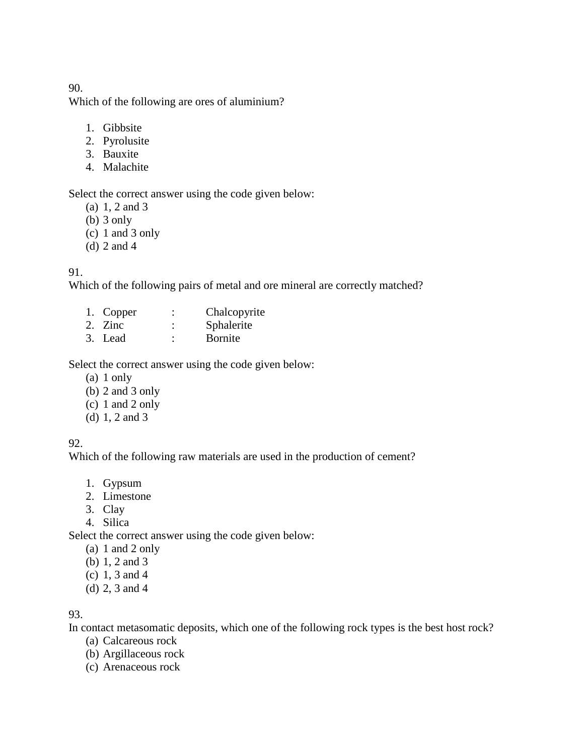90.
Which of the following are ores of aluminium?

1. Gibbsite
2. Pyrolusite
3. Bauxite
4. Malachite

Select the correct answer using the code given below:

(a) 1, 2 and 3
(b) 3 only
(c) 1 and 3 only
(d) 2 and 4

91.
Which of the following pairs of metal and ore mineral are correctly matched?

1. Copper : Chalcopyrite
2. Zinc : Sphalerite
3. Lead : Bornite

Select the correct answer using the code given below:

(a) 1 only
(b) 2 and 3 only
(c) 1 and 2 only
(d) 1, 2 and 3

92.
Which of the following raw materials are used in the production of cement?

1. Gypsum
2. Limestone
3. Clay
4. Silica

Select the correct answer using the code given below:

(a) 1 and 2 only
(b) 1, 2 and 3
(c) 1, 3 and 4
(d) 2, 3 and 4

93.
In contact metasomatic deposits, which one of the following rock types is the best host rock?

(a) Calcareous rock
(b) Argillaceous rock
(c) Arenaceous rock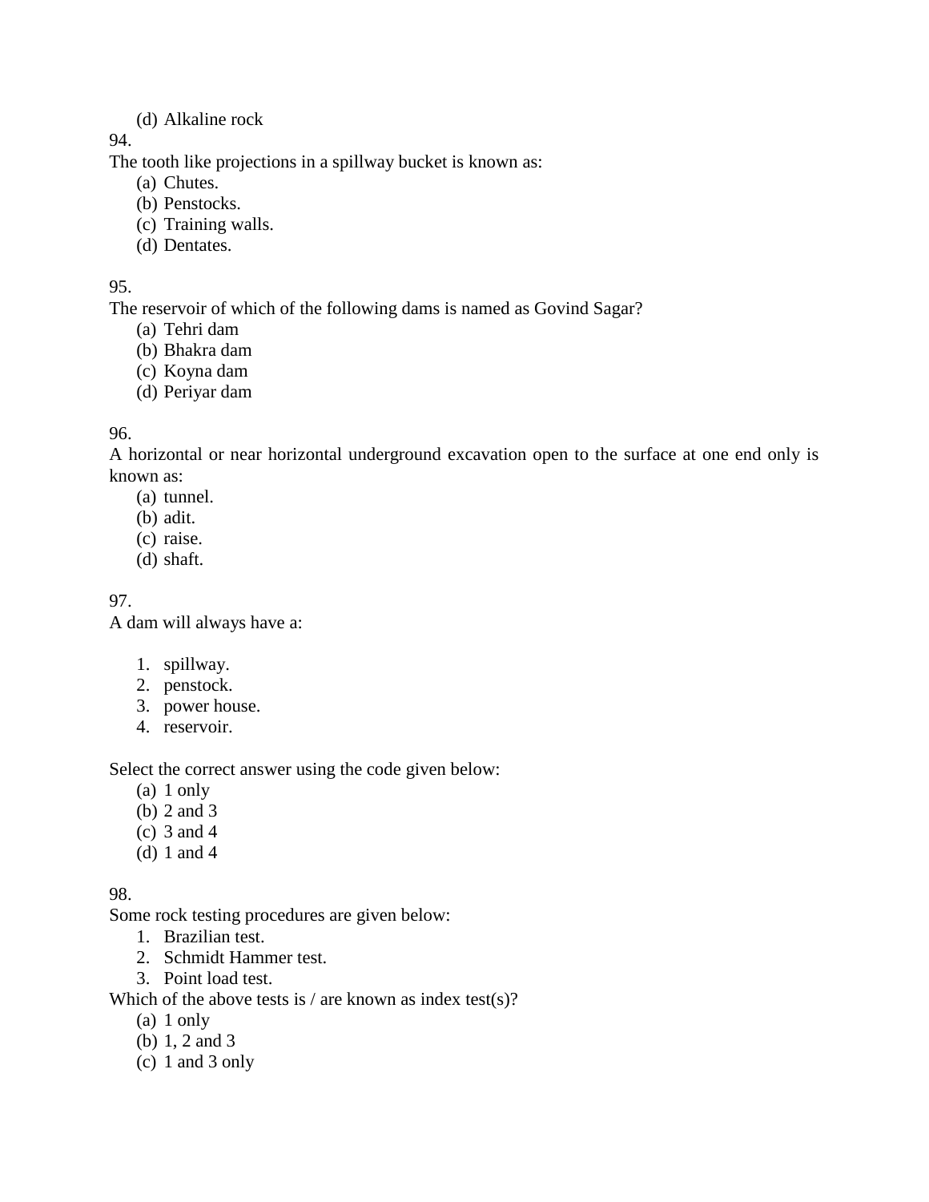(d) Alkaline rock

94.

The tooth like projections in a spillway bucket is known as:

(a) Chutes.
(b) Penstocks.
(c) Training walls.
(d) Dentates.

95.

The reservoir of which of the following dams is named as Govind Sagar?

(a) Tehri dam
(b) Bhakra dam
(c) Koyna dam
(d) Periyar dam

96.

A horizontal or near horizontal underground excavation open to the surface at one end only is known as:

(a) tunnel.
(b) adit.
(c) raise.
(d) shaft.

97.

A dam will always have a:

1. spillway.
2. penstock.
3. power house.
4. reservoir.

Select the correct answer using the code given below:

(a) 1 only
(b) 2 and 3
(c) 3 and 4
(d) 1 and 4

98.

Some rock testing procedures are given below:

1. Brazilian test.
2. Schmidt Hammer test.
3. Point load test.

Which of the above tests is / are known as index test(s)?

(a) 1 only
(b) 1, 2 and 3
(c) 1 and 3 only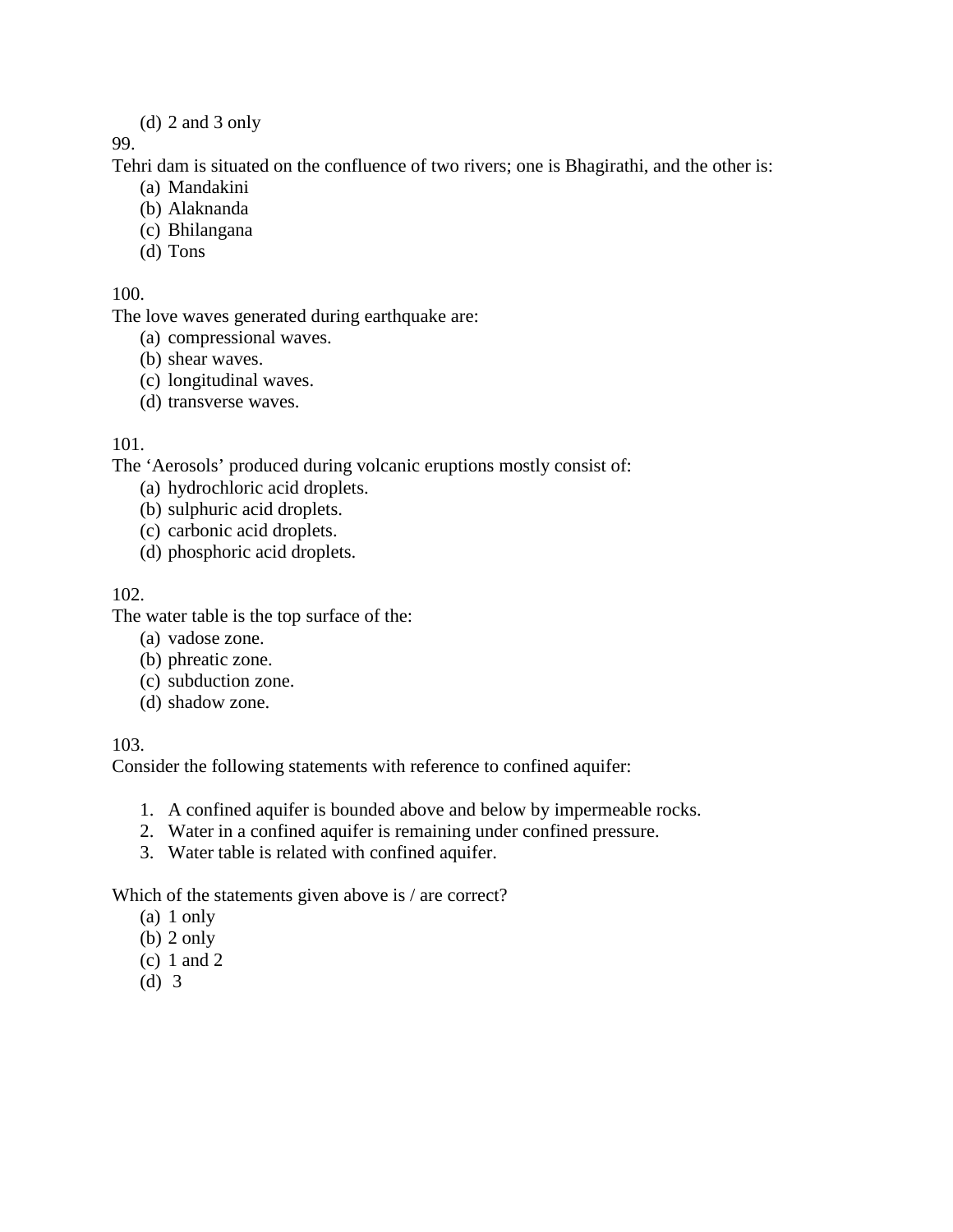(d) 2 and 3 only

99.
Tehri dam is situated on the confluence of two rivers; one is Bhagirathi, and the other is:
   (a) Mandakini
   (b) Alaknanda
   (c) Bhilangana
   (d) Tons

100.
The love waves generated during earthquake are:
   (a) compressional waves.
   (b) shear waves.
   (c) longitudinal waves.
   (d) transverse waves.

101.
The 'Aerosols' produced during volcanic eruptions mostly consist of:
   (a) hydrochloric acid droplets.
   (b) sulphuric acid droplets.
   (c) carbonic acid droplets.
   (d) phosphoric acid droplets.

102.
The water table is the top surface of the:
   (a) vadose zone.
   (b) phreatic zone.
   (c) subduction zone.
   (d) shadow zone.

103.
Consider the following statements with reference to confined aquifer:

1. A confined aquifer is bounded above and below by impermeable rocks.
2. Water in a confined aquifer is remaining under confined pressure.
3. Water table is related with confined aquifer.

Which of the statements given above is / are correct?
   (a) 1 only
   (b) 2 only
   (c) 1 and 2
   (d) 3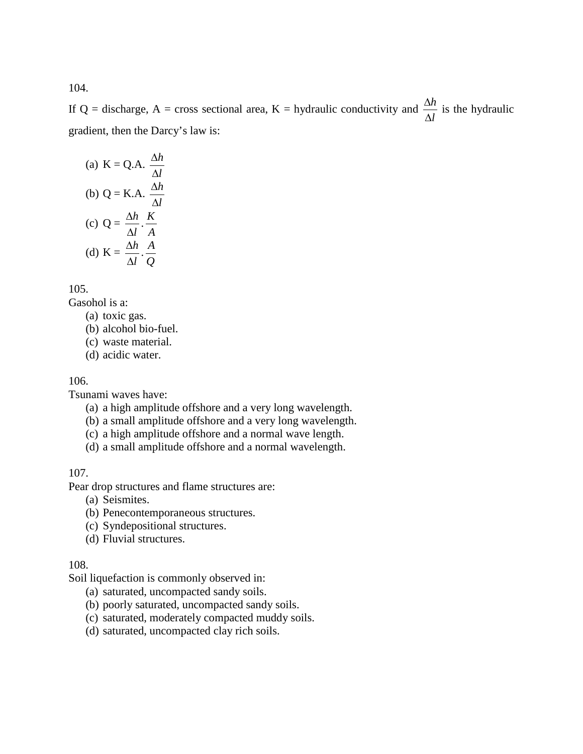104.

If Q = discharge, A = cross sectional area, K = hydraulic conductivity and $\frac{\Delta h}{\Delta l}$ is the hydraulic gradient, then the Darcy's law is:

(a) $K = Q.A. \frac{\Delta h}{\Delta l}$
(b) $Q = K.A. \frac{\Delta h}{\Delta l}$
(c) $Q = \frac{\Delta h}{\Delta l} \cdot \frac{K}{A}$
(d) $K = \frac{\Delta h}{\Delta l} \cdot \frac{A}{Q}$

105.

Gasohol is a:

(a) toxic gas.
(b) alcohol bio-fuel.
(c) waste material.
(d) acidic water.

106.

Tsunami waves have:

(a) a high amplitude offshore and a very long wavelength.
(b) a small amplitude offshore and a very long wavelength.
(c) a high amplitude offshore and a normal wave length.
(d) a small amplitude offshore and a normal wavelength.

107.

Pear drop structures and flame structures are:

(a) Seismites.
(b) Penecontemporaneous structures.
(c) Syndepositional structures.
(d) Fluvial structures.

108.

Soil liquefaction is commonly observed in:

(a) saturated, uncompacted sandy soils.
(b) poorly saturated, uncompacted sandy soils.
(c) saturated, moderately compacted muddy soils.
(d) saturated, uncompacted clay rich soils.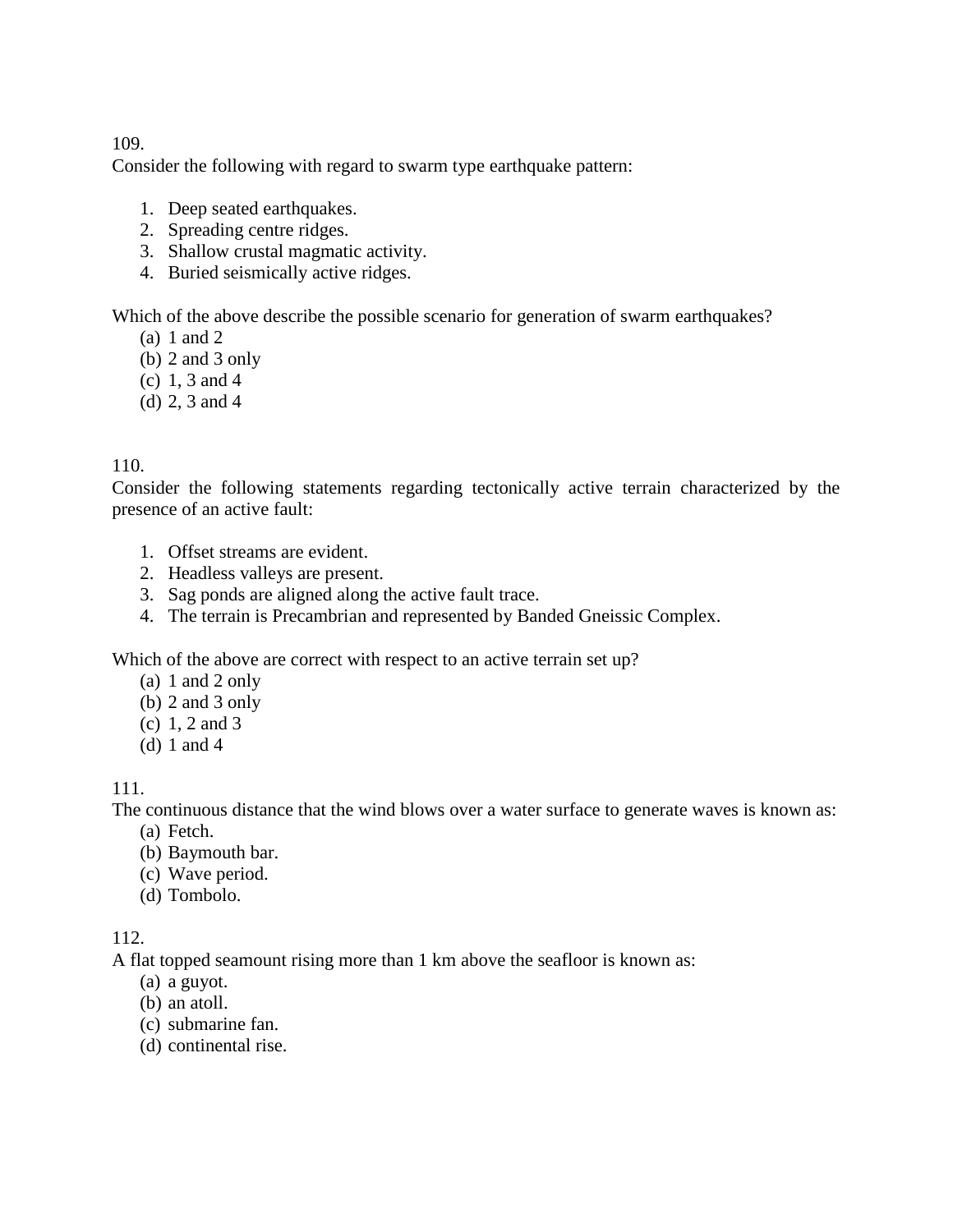109.

Consider the following with regard to swarm type earthquake pattern:

1. Deep seated earthquakes.
2. Spreading centre ridges.
3. Shallow crustal magmatic activity.
4. Buried seismically active ridges.

Which of the above describe the possible scenario for generation of swarm earthquakes?

(a) 1 and 2
(b) 2 and 3 only
(c) 1, 3 and 4
(d) 2, 3 and 4

110.

Consider the following statements regarding tectonically active terrain characterized by the presence of an active fault:

1. Offset streams are evident.
2. Headless valleys are present.
3. Sag ponds are aligned along the active fault trace.
4. The terrain is Precambrian and represented by Banded Gneissic Complex.

Which of the above are correct with respect to an active terrain set up?

(a) 1 and 2 only
(b) 2 and 3 only
(c) 1, 2 and 3
(d) 1 and 4

111.

The continuous distance that the wind blows over a water surface to generate waves is known as:

(a) Fetch.
(b) Baymouth bar.
(c) Wave period.
(d) Tombolo.

112.

A flat topped seamount rising more than 1 km above the seafloor is known as:

(a) a guyot.
(b) an atoll.
(c) submarine fan.
(d) continental rise.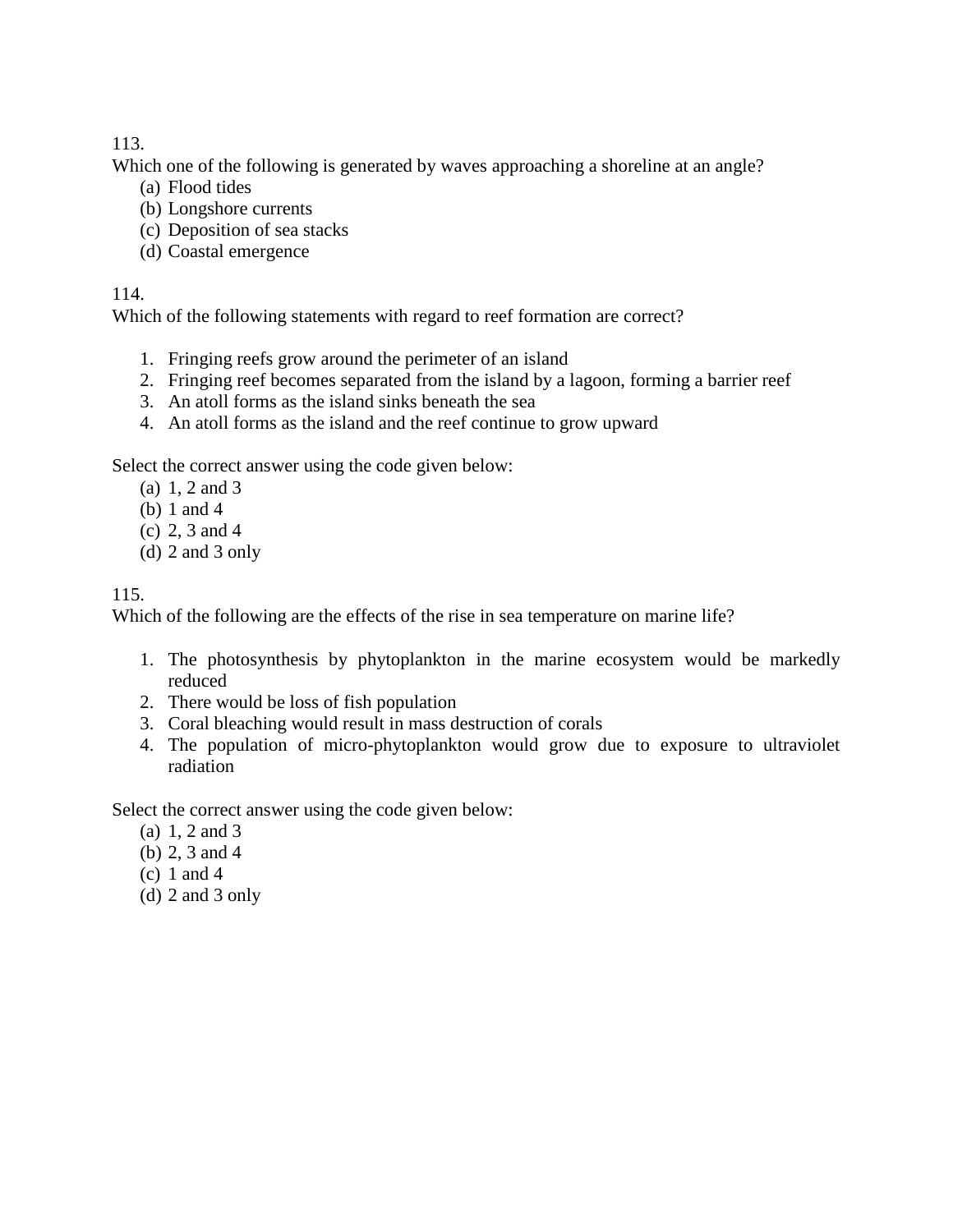113.
Which one of the following is generated by waves approaching a shoreline at an angle?

(a) Flood tides
(b) Longshore currents
(c) Deposition of sea stacks
(d) Coastal emergence

114.
Which of the following statements with regard to reef formation are correct?

1. Fringing reefs grow around the perimeter of an island
2. Fringing reef becomes separated from the island by a lagoon, forming a barrier reef
3. An atoll forms as the island sinks beneath the sea
4. An atoll forms as the island and the reef continue to grow upward

Select the correct answer using the code given below:

(a) 1, 2 and 3
(b) 1 and 4
(c) 2, 3 and 4
(d) 2 and 3 only

115.
Which of the following are the effects of the rise in sea temperature on marine life?

1. The photosynthesis by phytoplankton in the marine ecosystem would be markedly reduced
2. There would be loss of fish population
3. Coral bleaching would result in mass destruction of corals
4. The population of micro-phytoplankton would grow due to exposure to ultraviolet radiation

Select the correct answer using the code given below:

(a) 1, 2 and 3
(b) 2, 3 and 4
(c) 1 and 4
(d) 2 and 3 only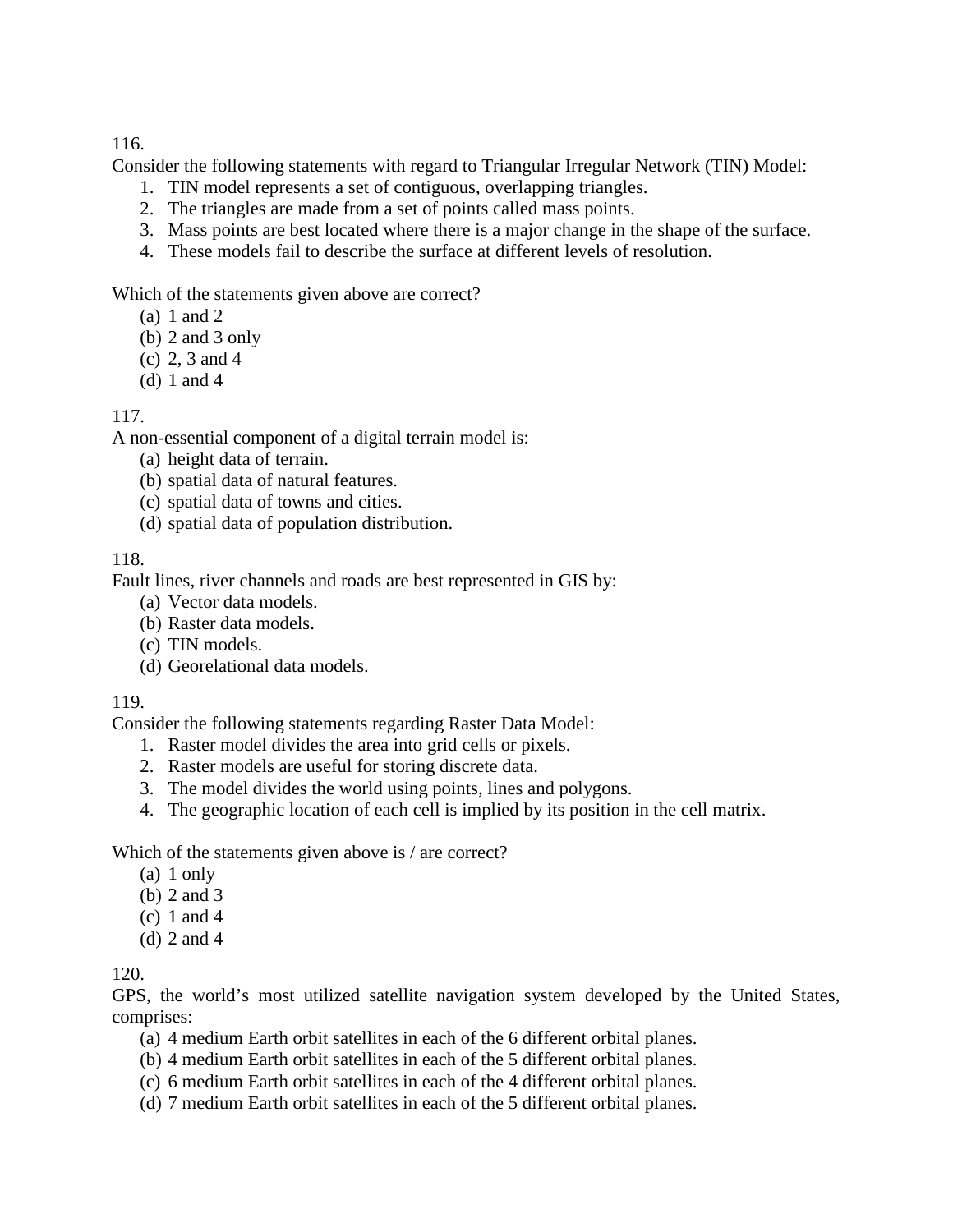116.

Consider the following statements with regard to Triangular Irregular Network (TIN) Model:

1. TIN model represents a set of contiguous, overlapping triangles.
2. The triangles are made from a set of points called mass points.
3. Mass points are best located where there is a major change in the shape of the surface.
4. These models fail to describe the surface at different levels of resolution.

Which of the statements given above are correct?

(a) 1 and 2
(b) 2 and 3 only
(c) 2, 3 and 4
(d) 1 and 4

117.

A non-essential component of a digital terrain model is:

(a) height data of terrain.
(b) spatial data of natural features.
(c) spatial data of towns and cities.
(d) spatial data of population distribution.

118.

Fault lines, river channels and roads are best represented in GIS by:

(a) Vector data models.
(b) Raster data models.
(c) TIN models.
(d) Georelational data models.

119.

Consider the following statements regarding Raster Data Model:

1. Raster model divides the area into grid cells or pixels.
2. Raster models are useful for storing discrete data.
3. The model divides the world using points, lines and polygons.
4. The geographic location of each cell is implied by its position in the cell matrix.

Which of the statements given above is / are correct?

(a) 1 only
(b) 2 and 3
(c) 1 and 4
(d) 2 and 4

120.

GPS, the world's most utilized satellite navigation system developed by the United States, comprises:

(a) 4 medium Earth orbit satellites in each of the 6 different orbital planes.
(b) 4 medium Earth orbit satellites in each of the 5 different orbital planes.
(c) 6 medium Earth orbit satellites in each of the 4 different orbital planes.
(d) 7 medium Earth orbit satellites in each of the 5 different orbital planes.